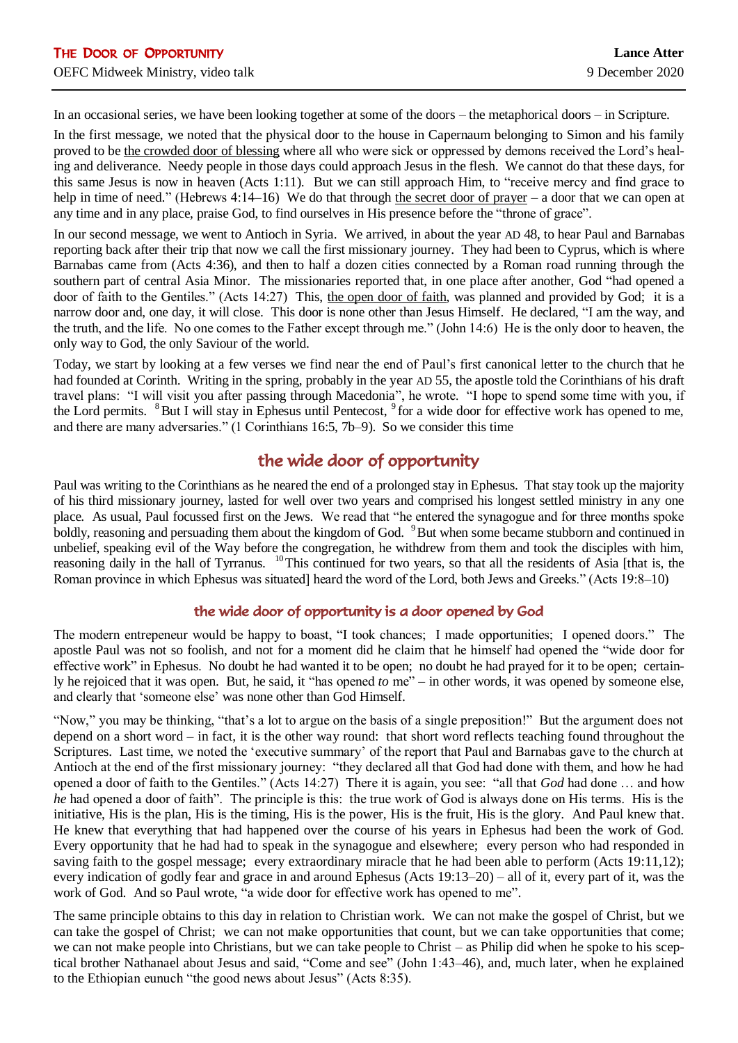# THE DOOR OF OPPORTUNITY

OEFC Midweek Ministry, video talk

**Lance Atter**
9 December 2020

In an occasional series, we have been looking together at some of the doors – the metaphorical doors – in Scripture.

In the first message, we noted that the physical door to the house in Capernaum belonging to Simon and his family proved to be the crowded door of blessing where all who were sick or oppressed by demons received the Lord's healing and deliverance. Needy people in those days could approach Jesus in the flesh. We cannot do that these days, for this same Jesus is now in heaven (Acts 1:11). But we can still approach Him, to "receive mercy and find grace to help in time of need." (Hebrews 4:14–16) We do that through the secret door of prayer – a door that we can open at any time and in any place, praise God, to find ourselves in His presence before the "throne of grace".

In our second message, we went to Antioch in Syria. We arrived, in about the year AD 48, to hear Paul and Barnabas reporting back after their trip that now we call the first missionary journey. They had been to Cyprus, which is where Barnabas came from (Acts 4:36), and then to half a dozen cities connected by a Roman road running through the southern part of central Asia Minor. The missionaries reported that, in one place after another, God "had opened a door of faith to the Gentiles." (Acts 14:27) This, the open door of faith, was planned and provided by God; it is a narrow door and, one day, it will close. This door is none other than Jesus Himself. He declared, "I am the way, and the truth, and the life. No one comes to the Father except through me." (John 14:6) He is the only door to heaven, the only way to God, the only Saviour of the world.

Today, we start by looking at a few verses we find near the end of Paul's first canonical letter to the church that he had founded at Corinth. Writing in the spring, probably in the year AD 55, the apostle told the Corinthians of his draft travel plans: "I will visit you after passing through Macedonia", he wrote. "I hope to spend some time with you, if the Lord permits. [8] But I will stay in Ephesus until Pentecost, [9] for a wide door for effective work has opened to me, and there are many adversaries." (1 Corinthians 16:5, 7b–9). So we consider this time

## the wide door of opportunity

Paul was writing to the Corinthians as he neared the end of a prolonged stay in Ephesus. That stay took up the majority of his third missionary journey, lasted for well over two years and comprised his longest settled ministry in any one place. As usual, Paul focussed first on the Jews. We read that "he entered the synagogue and for three months spoke boldly, reasoning and persuading them about the kingdom of God. [9] But when some became stubborn and continued in unbelief, speaking evil of the Way before the congregation, he withdrew from them and took the disciples with him, reasoning daily in the hall of Tyrannus. [10] This continued for two years, so that all the residents of Asia [that is, the Roman province in which Ephesus was situated] heard the word of the Lord, both Jews and Greeks." (Acts 19:8–10)

### the wide door of opportunity is a door opened by God

The modern entrepeneur would be happy to boast, "I took chances; I made opportunities; I opened doors." The apostle Paul was not so foolish, and not for a moment did he claim that he himself had opened the "wide door for effective work" in Ephesus. No doubt he had wanted it to be open; no doubt he had prayed for it to be open; certainly he rejoiced that it was open. But, he said, it "has opened *to* me" – in other words, it was opened by someone else, and clearly that 'someone else' was none other than God Himself.

"Now," you may be thinking, "that's a lot to argue on the basis of a single preposition!" But the argument does not depend on a short word – in fact, it is the other way round: that short word reflects teaching found throughout the Scriptures. Last time, we noted the 'executive summary' of the report that Paul and Barnabas gave to the church at Antioch at the end of the first missionary journey: "they declared all that God had done with them, and how he had opened a door of faith to the Gentiles." (Acts 14:27) There it is again, you see: "all that *God* had done … and how *he* had opened a door of faith". The principle is this: the true work of God is always done on His terms. His is the initiative, His is the plan, His is the timing, His is the power, His is the fruit, His is the glory. And Paul knew that. He knew that everything that had happened over the course of his years in Ephesus had been the work of God. Every opportunity that he had had to speak in the synagogue and elsewhere; every person who had responded in saving faith to the gospel message; every extraordinary miracle that he had been able to perform (Acts 19:11,12); every indication of godly fear and grace in and around Ephesus (Acts 19:13–20) – all of it, every part of it, was the work of God. And so Paul wrote, "a wide door for effective work has opened to me".

The same principle obtains to this day in relation to Christian work. We can not make the gospel of Christ, but we can take the gospel of Christ; we can not make opportunities that count, but we can take opportunities that come; we can not make people into Christians, but we can take people to Christ – as Philip did when he spoke to his sceptical brother Nathanael about Jesus and said, "Come and see" (John 1:43–46), and, much later, when he explained to the Ethiopian eunuch "the good news about Jesus" (Acts 8:35).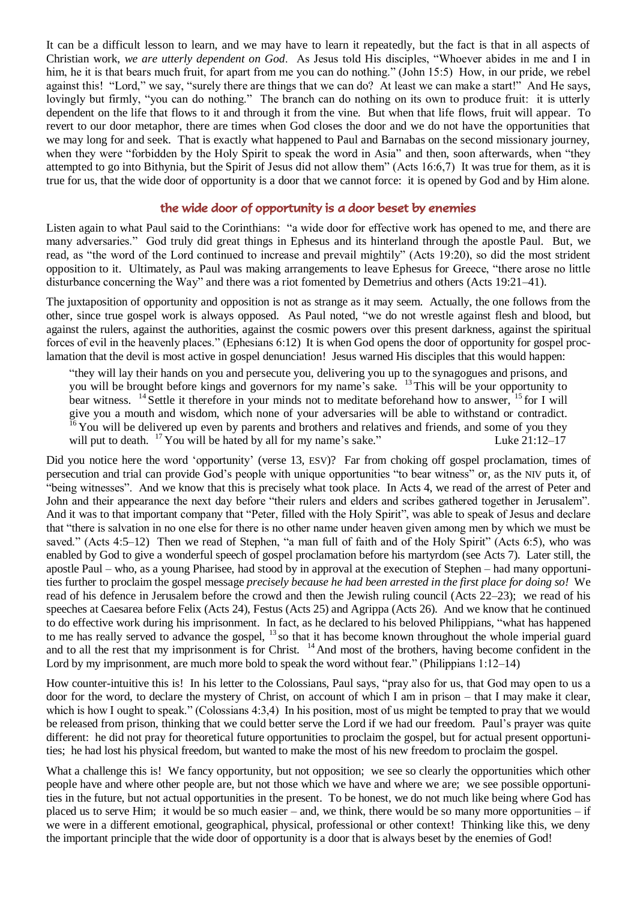It can be a difficult lesson to learn, and we may have to learn it repeatedly, but the fact is that in all aspects of Christian work, *we are utterly dependent on God*. As Jesus told His disciples, "Whoever abides in me and I in him, he it is that bears much fruit, for apart from me you can do nothing." (John 15:5) How, in our pride, we rebel against this! "Lord," we say, "surely there are things that we can do? At least we can make a start!" And He says, lovingly but firmly, "you can do nothing." The branch can do nothing on its own to produce fruit: it is utterly dependent on the life that flows to it and through it from the vine. But when that life flows, fruit will appear. To revert to our door metaphor, there are times when God closes the door and we do not have the opportunities that we may long for and seek. That is exactly what happened to Paul and Barnabas on the second missionary journey, when they were "forbidden by the Holy Spirit to speak the word in Asia" and then, soon afterwards, when "they attempted to go into Bithynia, but the Spirit of Jesus did not allow them" (Acts 16:6,7) It was true for them, as it is true for us, that the wide door of opportunity is a door that we cannot force: it is opened by God and by Him alone.

## the wide door of opportunity is a door beset by enemies

Listen again to what Paul said to the Corinthians: "a wide door for effective work has opened to me, and there are many adversaries." God truly did great things in Ephesus and its hinterland through the apostle Paul. But, we read, as "the word of the Lord continued to increase and prevail mightily" (Acts 19:20), so did the most strident opposition to it. Ultimately, as Paul was making arrangements to leave Ephesus for Greece, "there arose no little disturbance concerning the Way" and there was a riot fomented by Demetrius and others (Acts 19:21–41).

The juxtaposition of opportunity and opposition is not as strange as it may seem. Actually, the one follows from the other, since true gospel work is always opposed. As Paul noted, "we do not wrestle against flesh and blood, but against the rulers, against the authorities, against the cosmic powers over this present darkness, against the spiritual forces of evil in the heavenly places." (Ephesians 6:12) It is when God opens the door of opportunity for gospel proclamation that the devil is most active in gospel denunciation! Jesus warned His disciples that this would happen:

> "they will lay their hands on you and persecute you, delivering you up to the synagogues and prisons, and you will be brought before kings and governors for my name's sake. [13] This will be your opportunity to bear witness. [14] Settle it therefore in your minds not to meditate beforehand how to answer, [15] for I will give you a mouth and wisdom, which none of your adversaries will be able to withstand or contradict. [16] You will be delivered up even by parents and brothers and relatives and friends, and some of you they will put to death. [17] You will be hated by all for my name's sake." Luke 21:12–17

Did you notice here the word 'opportunity' (verse 13, ESV)? Far from choking off gospel proclamation, times of persecution and trial can provide God's people with unique opportunities "to bear witness" or, as the NIV puts it, of "being witnesses". And we know that this is precisely what took place. In Acts 4, we read of the arrest of Peter and John and their appearance the next day before "their rulers and elders and scribes gathered together in Jerusalem". And it was to that important company that "Peter, filled with the Holy Spirit", was able to speak of Jesus and declare that "there is salvation in no one else for there is no other name under heaven given among men by which we must be saved." (Acts 4:5–12) Then we read of Stephen, "a man full of faith and of the Holy Spirit" (Acts 6:5), who was enabled by God to give a wonderful speech of gospel proclamation before his martyrdom (see Acts 7). Later still, the apostle Paul – who, as a young Pharisee, had stood by in approval at the execution of Stephen – had many opportunities further to proclaim the gospel message *precisely because he had been arrested in the first place for doing so!* We read of his defence in Jerusalem before the crowd and then the Jewish ruling council (Acts 22–23); we read of his speeches at Caesarea before Felix (Acts 24), Festus (Acts 25) and Agrippa (Acts 26). And we know that he continued to do effective work during his imprisonment. In fact, as he declared to his beloved Philippians, "what has happened to me has really served to advance the gospel, [13] so that it has become known throughout the whole imperial guard and to all the rest that my imprisonment is for Christ. [14] And most of the brothers, having become confident in the Lord by my imprisonment, are much more bold to speak the word without fear." (Philippians 1:12–14)

How counter-intuitive this is! In his letter to the Colossians, Paul says, "pray also for us, that God may open to us a door for the word, to declare the mystery of Christ, on account of which I am in prison – that I may make it clear, which is how I ought to speak." (Colossians 4:3,4) In his position, most of us might be tempted to pray that we would be released from prison, thinking that we could better serve the Lord if we had our freedom. Paul's prayer was quite different: he did not pray for theoretical future opportunities to proclaim the gospel, but for actual present opportunities; he had lost his physical freedom, but wanted to make the most of his new freedom to proclaim the gospel.

What a challenge this is! We fancy opportunity, but not opposition; we see so clearly the opportunities which other people have and where other people are, but not those which we have and where we are; we see possible opportunities in the future, but not actual opportunities in the present. To be honest, we do not much like being where God has placed us to serve Him; it would be so much easier – and, we think, there would be so many more opportunities – if we were in a different emotional, geographical, physical, professional or other context! Thinking like this, we deny the important principle that the wide door of opportunity is a door that is always beset by the enemies of God!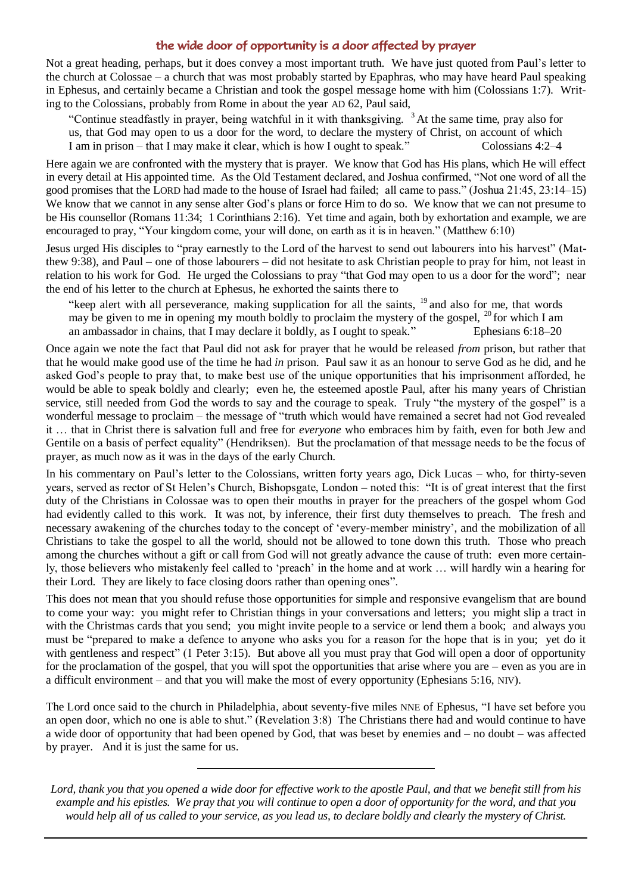## the wide door of opportunity is a door affected by prayer

Not a great heading, perhaps, but it does convey a most important truth. We have just quoted from Paul's letter to the church at Colossae – a church that was most probably started by Epaphras, who may have heard Paul speaking in Ephesus, and certainly became a Christian and took the gospel message home with him (Colossians 1:7). Writing to the Colossians, probably from Rome in about the year AD 62, Paul said,

> "Continue steadfastly in prayer, being watchful in it with thanksgiving. [3] At the same time, pray also for us, that God may open to us a door for the word, to declare the mystery of Christ, on account of which I am in prison – that I may make it clear, which is how I ought to speak." Colossians 4:2–4

Here again we are confronted with the mystery that is prayer. We know that God has His plans, which He will effect in every detail at His appointed time. As the Old Testament declared, and Joshua confirmed, "Not one word of all the good promises that the LORD had made to the house of Israel had failed; all came to pass." (Joshua 21:45, 23:14–15) We know that we cannot in any sense alter God's plans or force Him to do so. We know that we can not presume to be His counsellor (Romans 11:34; 1 Corinthians 2:16). Yet time and again, both by exhortation and example, we are encouraged to pray, "Your kingdom come, your will done, on earth as it is in heaven." (Matthew 6:10)

Jesus urged His disciples to "pray earnestly to the Lord of the harvest to send out labourers into his harvest" (Matthew 9:38), and Paul – one of those labourers – did not hesitate to ask Christian people to pray for him, not least in relation to his work for God. He urged the Colossians to pray "that God may open to us a door for the word"; near the end of his letter to the church at Ephesus, he exhorted the saints there to

> "keep alert with all perseverance, making supplication for all the saints, [19] and also for me, that words may be given to me in opening my mouth boldly to proclaim the mystery of the gospel, [20] for which I am an ambassador in chains, that I may declare it boldly, as I ought to speak." Ephesians 6:18–20

Once again we note the fact that Paul did not ask for prayer that he would be released *from* prison, but rather that that he would make good use of the time he had *in* prison. Paul saw it as an honour to serve God as he did, and he asked God's people to pray that, to make best use of the unique opportunities that his imprisonment afforded, he would be able to speak boldly and clearly; even he, the esteemed apostle Paul, after his many years of Christian service, still needed from God the words to say and the courage to speak. Truly "the mystery of the gospel" is a wonderful message to proclaim – the message of "truth which would have remained a secret had not God revealed it … that in Christ there is salvation full and free for *everyone* who embraces him by faith, even for both Jew and Gentile on a basis of perfect equality" (Hendriksen). But the proclamation of that message needs to be the focus of prayer, as much now as it was in the days of the early Church.

In his commentary on Paul's letter to the Colossians, written forty years ago, Dick Lucas – who, for thirty-seven years, served as rector of St Helen's Church, Bishopsgate, London – noted this: "It is of great interest that the first duty of the Christians in Colossae was to open their mouths in prayer for the preachers of the gospel whom God had evidently called to this work. It was not, by inference, their first duty themselves to preach. The fresh and necessary awakening of the churches today to the concept of 'every-member ministry', and the mobilization of all Christians to take the gospel to all the world, should not be allowed to tone down this truth. Those who preach among the churches without a gift or call from God will not greatly advance the cause of truth: even more certainly, those believers who mistakenly feel called to 'preach' in the home and at work … will hardly win a hearing for their Lord. They are likely to face closing doors rather than opening ones".

This does not mean that you should refuse those opportunities for simple and responsive evangelism that are bound to come your way: you might refer to Christian things in your conversations and letters; you might slip a tract in with the Christmas cards that you send; you might invite people to a service or lend them a book; and always you must be "prepared to make a defence to anyone who asks you for a reason for the hope that is in you; yet do it with gentleness and respect" (1 Peter 3:15). But above all you must pray that God will open a door of opportunity for the proclamation of the gospel, that you will spot the opportunities that arise where you are – even as you are in a difficult environment – and that you will make the most of every opportunity (Ephesians 5:16, NIV).

The Lord once said to the church in Philadelphia, about seventy-five miles NNE of Ephesus, "I have set before you an open door, which no one is able to shut." (Revelation 3:8) The Christians there had and would continue to have a wide door of opportunity that had been opened by God, that was beset by enemies and – no doubt – was affected by prayer. And it is just the same for us.

---

*Lord, thank you that you opened a wide door for effective work to the apostle Paul, and that we benefit still from his example and his epistles. We pray that you will continue to open a door of opportunity for the word, and that you would help all of us called to your service, as you lead us, to declare boldly and clearly the mystery of Christ.*